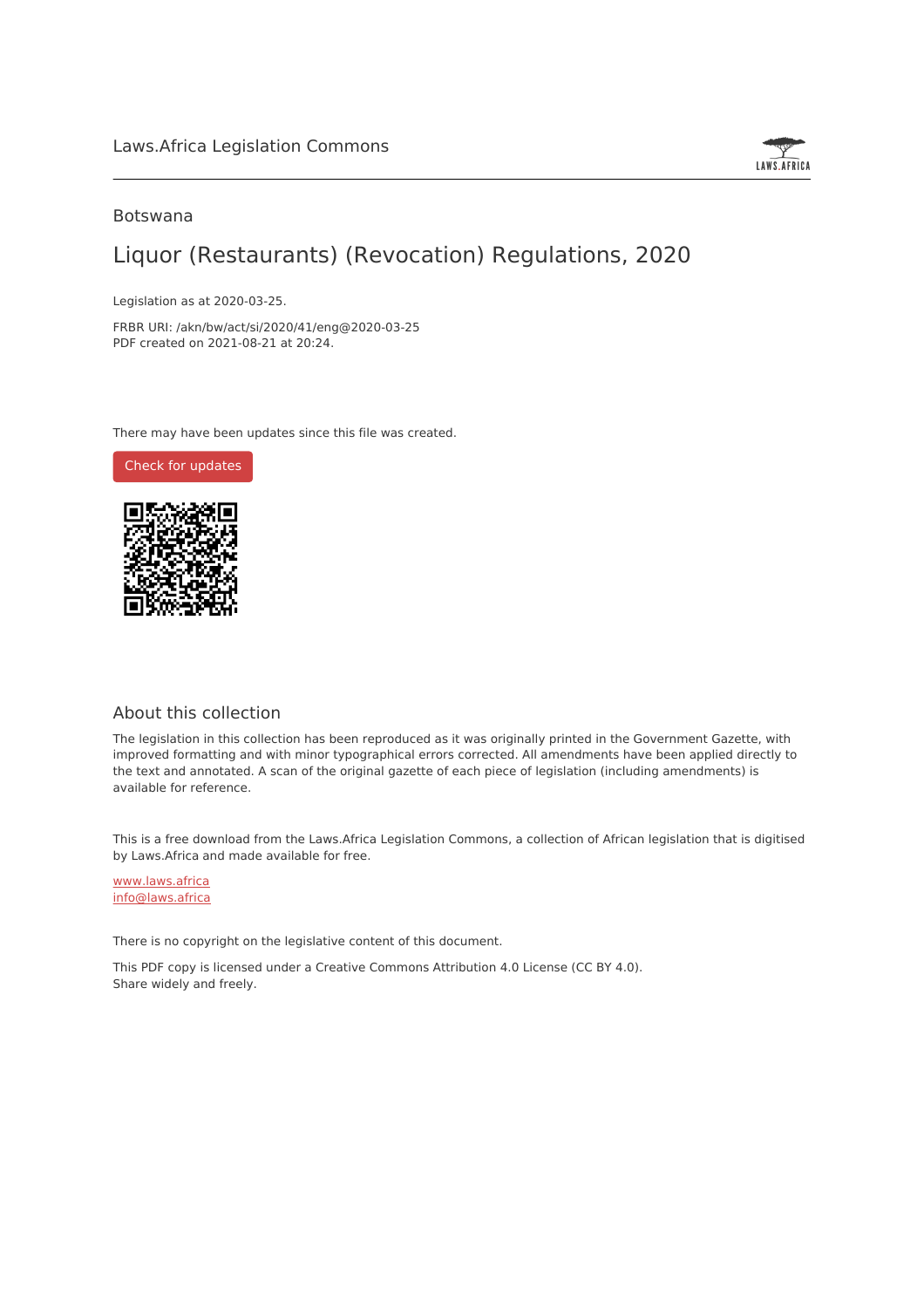Laws.Africa Legislation Commons

Botswana

# Liquor (Restaurants) (Revocation) Regulations, 2020

Legislation as at 2020-03-25.

FRBR URI: /akn/bw/act/si/2020/41/eng@2020-03-25
PDF created on 2021-08-21 at 20:24.

There may have been updates since this file was created.

Check for updates

## About this collection

The legislation in this collection has been reproduced as it was originally printed in the Government Gazette, with improved formatting and with minor typographical errors corrected. All amendments have been applied directly to the text and annotated. A scan of the original gazette of each piece of legislation (including amendments) is available for reference.

This is a free download from the Laws.Africa Legislation Commons, a collection of African legislation that is digitised by Laws.Africa and made available for free.

www.laws.africa
info@laws.africa

There is no copyright on the legislative content of this document.

This PDF copy is licensed under a Creative Commons Attribution 4.0 License (CC BY 4.0).
Share widely and freely.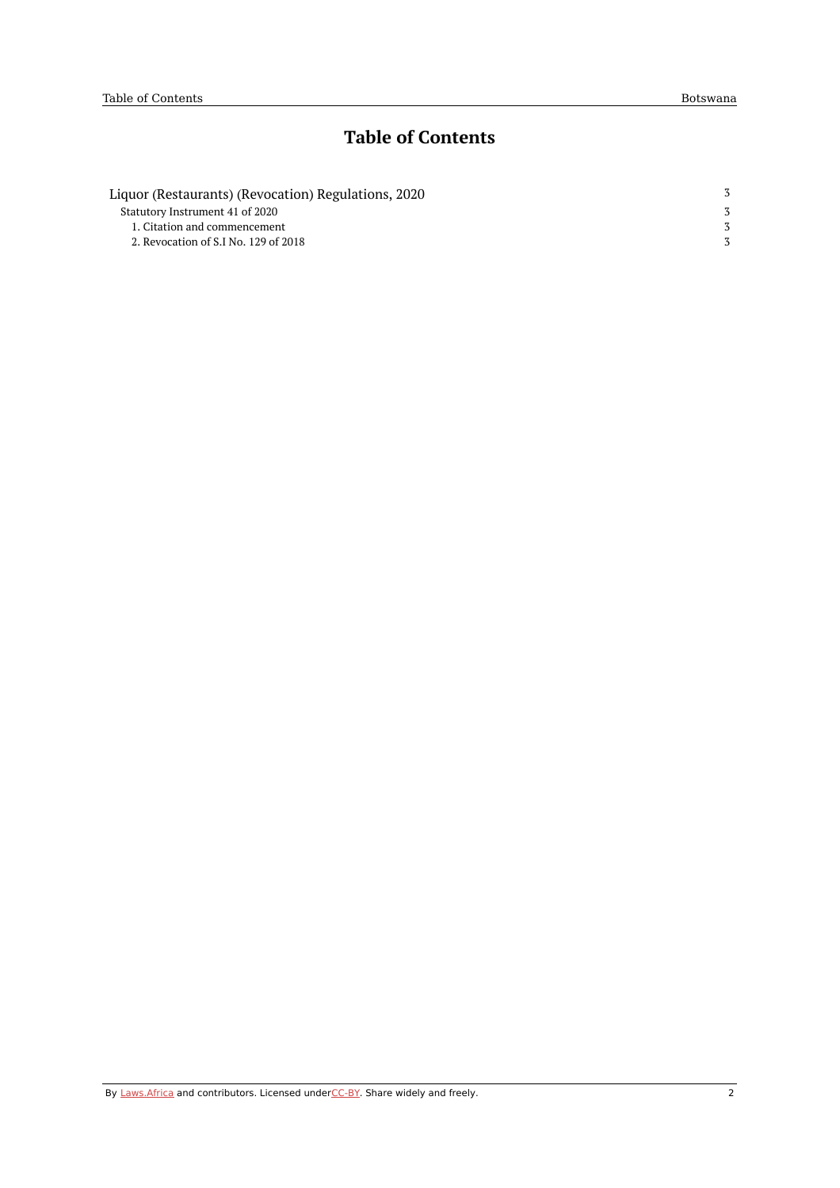# Table of Contents

| | |
|---|---|
| Liquor (Restaurants) (Revocation) Regulations, 2020 | 3 |
| Statutory Instrument 41 of 2020 | 3 |
| 1. Citation and commencement | 3 |
| 2. Revocation of S.I No. 129 of 2018 | 3 |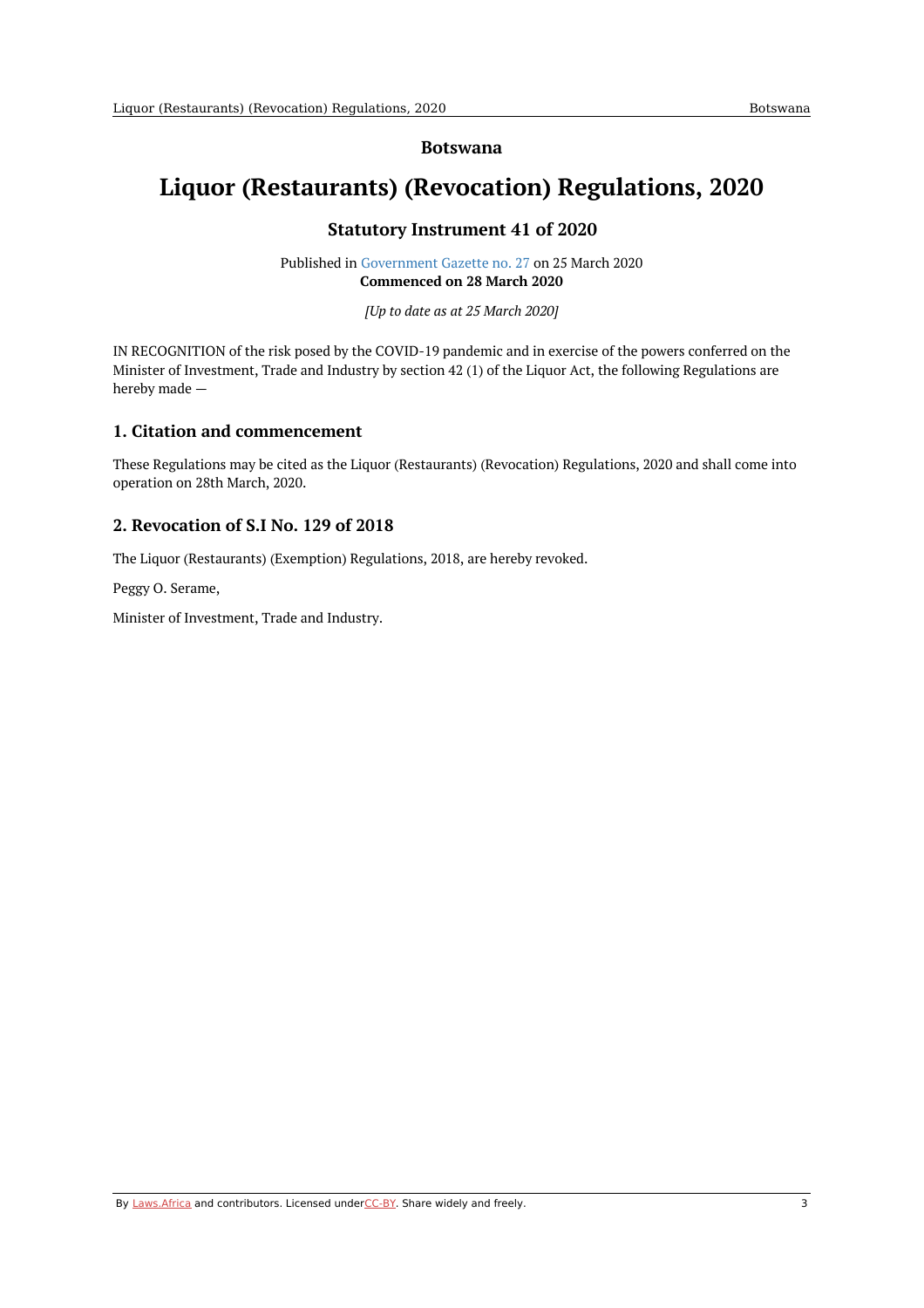**Botswana**

# Liquor (Restaurants) (Revocation) Regulations, 2020

## Statutory Instrument 41 of 2020

Published in Government Gazette no. 27 on 25 March 2020
**Commenced on 28 March 2020**

*[Up to date as at 25 March 2020]*

IN RECOGNITION of the risk posed by the COVID-19 pandemic and in exercise of the powers conferred on the Minister of Investment, Trade and Industry by section 42 (1) of the Liquor Act, the following Regulations are hereby made —

### 1. Citation and commencement

These Regulations may be cited as the Liquor (Restaurants) (Revocation) Regulations, 2020 and shall come into operation on 28th March, 2020.

### 2. Revocation of S.I No. 129 of 2018

The Liquor (Restaurants) (Exemption) Regulations, 2018, are hereby revoked.

Peggy O. Serame,

Minister of Investment, Trade and Industry.